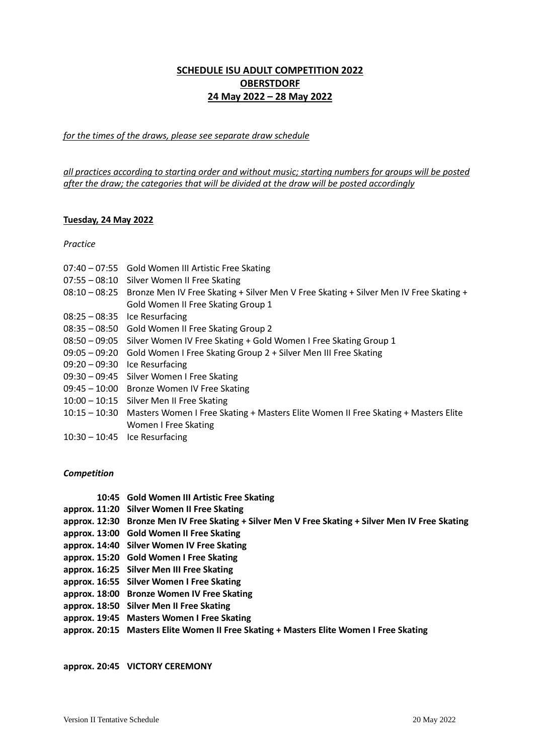# SCHEDULE ISU ADULT COMPETITION 2022
# OBERSTDORF
# 24 May 2022 – 28 May 2022

*for the times of the draws, please see separate draw schedule*

*all practices according to starting order and without music; starting numbers for groups will be posted after the draw; the categories that will be divided at the draw will be posted accordingly*

**Tuesday, 24 May 2022**

*Practice*

| | |
|---|---|
| 07:40 – 07:55 | Gold Women III Artistic Free Skating |
| 07:55 – 08:10 | Silver Women II Free Skating |
| 08:10 – 08:25 | Bronze Men IV Free Skating + Silver Men V Free Skating + Silver Men IV Free Skating + Gold Women II Free Skating Group 1 |
| 08:25 – 08:35 | Ice Resurfacing |
| 08:35 – 08:50 | Gold Women II Free Skating Group 2 |
| 08:50 – 09:05 | Silver Women IV Free Skating + Gold Women I Free Skating Group 1 |
| 09:05 – 09:20 | Gold Women I Free Skating Group 2 + Silver Men III Free Skating |
| 09:20 – 09:30 | Ice Resurfacing |
| 09:30 – 09:45 | Silver Women I Free Skating |
| 09:45 – 10:00 | Bronze Women IV Free Skating |
| 10:00 – 10:15 | Silver Men II Free Skating |
| 10:15 – 10:30 | Masters Women I Free Skating + Masters Elite Women II Free Skating + Masters Elite Women I Free Skating |
| 10:30 – 10:45 | Ice Resurfacing |

***Competition***

| | |
|---|---|
| **10:45** | **Gold Women III Artistic Free Skating** |
| **approx. 11:20** | **Silver Women II Free Skating** |
| **approx. 12:30** | **Bronze Men IV Free Skating + Silver Men V Free Skating + Silver Men IV Free Skating** |
| **approx. 13:00** | **Gold Women II Free Skating** |
| **approx. 14:40** | **Silver Women IV Free Skating** |
| **approx. 15:20** | **Gold Women I Free Skating** |
| **approx. 16:25** | **Silver Men III Free Skating** |
| **approx. 16:55** | **Silver Women I Free Skating** |
| **approx. 18:00** | **Bronze Women IV Free Skating** |
| **approx. 18:50** | **Silver Men II Free Skating** |
| **approx. 19:45** | **Masters Women I Free Skating** |
| **approx. 20:15** | **Masters Elite Women II Free Skating + Masters Elite Women I Free Skating** |

**approx. 20:45 VICTORY CEREMONY**

Version II Tentative Schedule 20 May 2022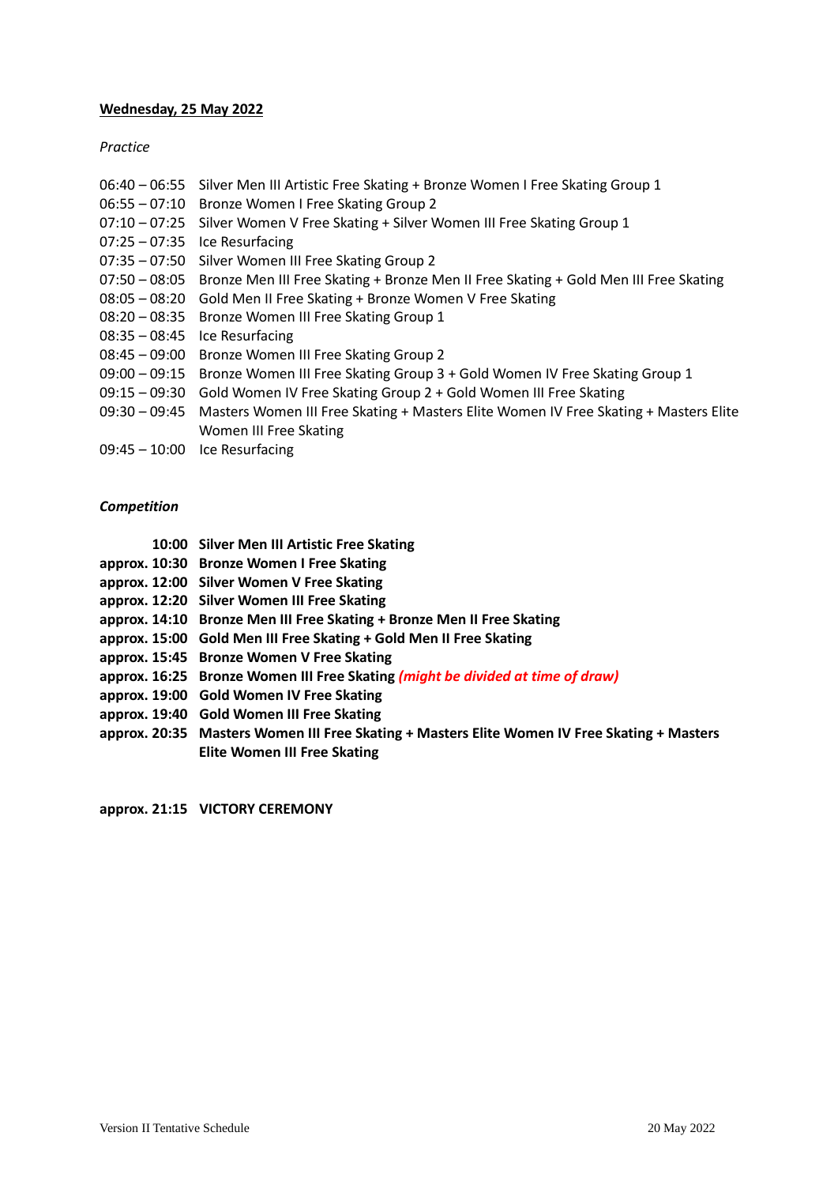**<u>Wednesday, 25 May 2022</u>**

*Practice*

06:40 – 06:55 Silver Men III Artistic Free Skating + Bronze Women I Free Skating Group 1
06:55 – 07:10 Bronze Women I Free Skating Group 2
07:10 – 07:25 Silver Women V Free Skating + Silver Women III Free Skating Group 1
07:25 – 07:35 Ice Resurfacing
07:35 – 07:50 Silver Women III Free Skating Group 2
07:50 – 08:05 Bronze Men III Free Skating + Bronze Men II Free Skating + Gold Men III Free Skating
08:05 – 08:20 Gold Men II Free Skating + Bronze Women V Free Skating
08:20 – 08:35 Bronze Women III Free Skating Group 1
08:35 – 08:45 Ice Resurfacing
08:45 – 09:00 Bronze Women III Free Skating Group 2
09:00 – 09:15 Bronze Women III Free Skating Group 3 + Gold Women IV Free Skating Group 1
09:15 – 09:30 Gold Women IV Free Skating Group 2 + Gold Women III Free Skating
09:30 – 09:45 Masters Women III Free Skating + Masters Elite Women IV Free Skating + Masters Elite Women III Free Skating
09:45 – 10:00 Ice Resurfacing

***Competition***

**10:00 Silver Men III Artistic Free Skating**
**approx. 10:30 Bronze Women I Free Skating**
**approx. 12:00 Silver Women V Free Skating**
**approx. 12:20 Silver Women III Free Skating**
**approx. 14:10 Bronze Men III Free Skating + Bronze Men II Free Skating**
**approx. 15:00 Gold Men III Free Skating + Gold Men II Free Skating**
**approx. 15:45 Bronze Women V Free Skating**
**approx. 16:25 Bronze Women III Free Skating** ***(might be divided at time of draw)***
**approx. 19:00 Gold Women IV Free Skating**
**approx. 19:40 Gold Women III Free Skating**
**approx. 20:35 Masters Women III Free Skating + Masters Elite Women IV Free Skating + Masters Elite Women III Free Skating**

**approx. 21:15 VICTORY CEREMONY**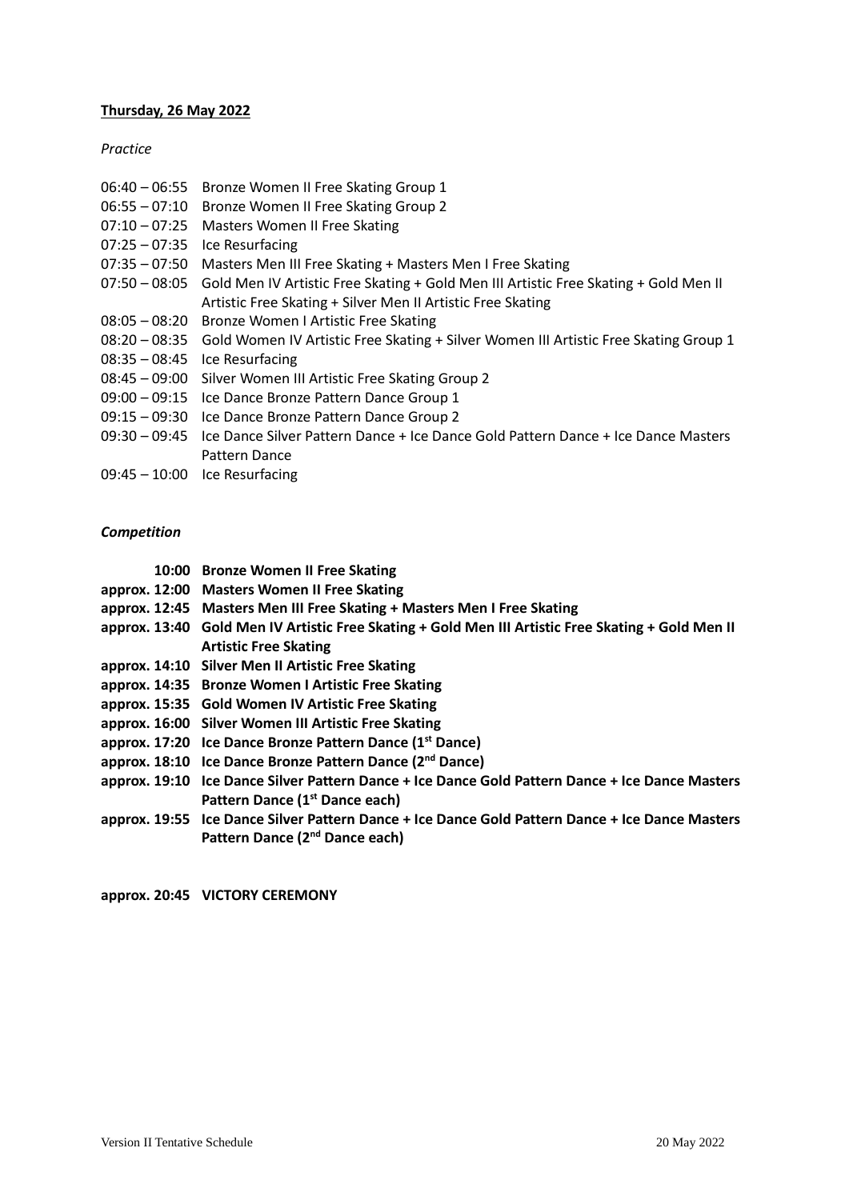**Thursday, 26 May 2022**

*Practice*

06:40 – 06:55 Bronze Women II Free Skating Group 1
06:55 – 07:10 Bronze Women II Free Skating Group 2
07:10 – 07:25 Masters Women II Free Skating
07:25 – 07:35 Ice Resurfacing
07:35 – 07:50 Masters Men III Free Skating + Masters Men I Free Skating
07:50 – 08:05 Gold Men IV Artistic Free Skating + Gold Men III Artistic Free Skating + Gold Men II Artistic Free Skating + Silver Men II Artistic Free Skating
08:05 – 08:20 Bronze Women I Artistic Free Skating
08:20 – 08:35 Gold Women IV Artistic Free Skating + Silver Women III Artistic Free Skating Group 1
08:35 – 08:45 Ice Resurfacing
08:45 – 09:00 Silver Women III Artistic Free Skating Group 2
09:00 – 09:15 Ice Dance Bronze Pattern Dance Group 1
09:15 – 09:30 Ice Dance Bronze Pattern Dance Group 2
09:30 – 09:45 Ice Dance Silver Pattern Dance + Ice Dance Gold Pattern Dance + Ice Dance Masters Pattern Dance
09:45 – 10:00 Ice Resurfacing

***Competition***

**10:00 Bronze Women II Free Skating**
**approx. 12:00 Masters Women II Free Skating**
**approx. 12:45 Masters Men III Free Skating + Masters Men I Free Skating**
**approx. 13:40 Gold Men IV Artistic Free Skating + Gold Men III Artistic Free Skating + Gold Men II Artistic Free Skating**
**approx. 14:10 Silver Men II Artistic Free Skating**
**approx. 14:35 Bronze Women I Artistic Free Skating**
**approx. 15:35 Gold Women IV Artistic Free Skating**
**approx. 16:00 Silver Women III Artistic Free Skating**
**approx. 17:20 Ice Dance Bronze Pattern Dance (1st Dance)**
**approx. 18:10 Ice Dance Bronze Pattern Dance (2nd Dance)**
**approx. 19:10 Ice Dance Silver Pattern Dance + Ice Dance Gold Pattern Dance + Ice Dance Masters Pattern Dance (1st Dance each)**
**approx. 19:55 Ice Dance Silver Pattern Dance + Ice Dance Gold Pattern Dance + Ice Dance Masters Pattern Dance (2nd Dance each)**

**approx. 20:45 VICTORY CEREMONY**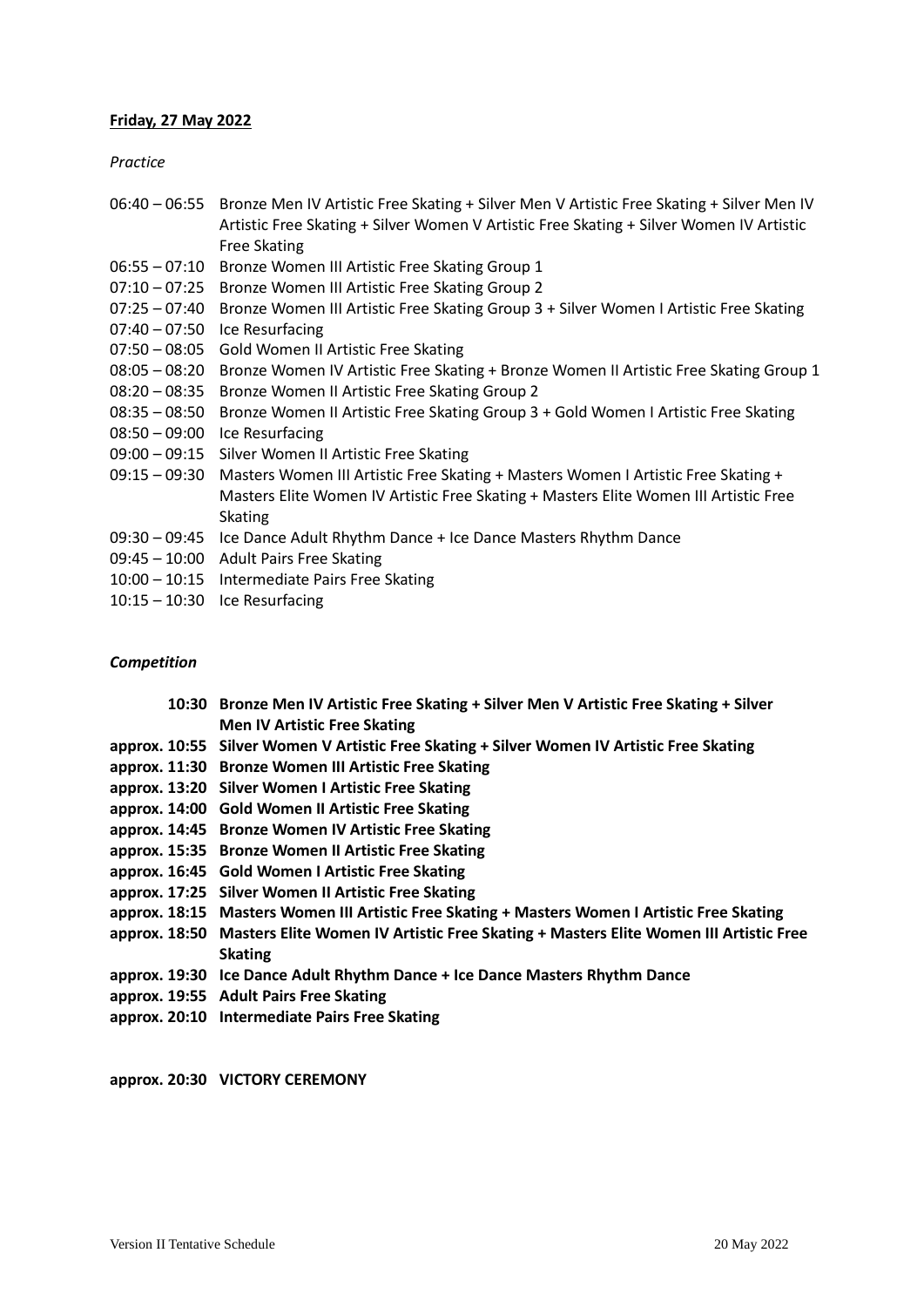**Friday, 27 May 2022**

*Practice*

| | |
|---|---|
| 06:40 – 06:55 | Bronze Men IV Artistic Free Skating + Silver Men V Artistic Free Skating + Silver Men IV Artistic Free Skating + Silver Women V Artistic Free Skating + Silver Women IV Artistic Free Skating |
| 06:55 – 07:10 | Bronze Women III Artistic Free Skating Group 1 |
| 07:10 – 07:25 | Bronze Women III Artistic Free Skating Group 2 |
| 07:25 – 07:40 | Bronze Women III Artistic Free Skating Group 3 + Silver Women I Artistic Free Skating |
| 07:40 – 07:50 | Ice Resurfacing |
| 07:50 – 08:05 | Gold Women II Artistic Free Skating |
| 08:05 – 08:20 | Bronze Women IV Artistic Free Skating + Bronze Women II Artistic Free Skating Group 1 |
| 08:20 – 08:35 | Bronze Women II Artistic Free Skating Group 2 |
| 08:35 – 08:50 | Bronze Women II Artistic Free Skating Group 3 + Gold Women I Artistic Free Skating |
| 08:50 – 09:00 | Ice Resurfacing |
| 09:00 – 09:15 | Silver Women II Artistic Free Skating |
| 09:15 – 09:30 | Masters Women III Artistic Free Skating + Masters Women I Artistic Free Skating + Masters Elite Women IV Artistic Free Skating + Masters Elite Women III Artistic Free Skating |
| 09:30 – 09:45 | Ice Dance Adult Rhythm Dance + Ice Dance Masters Rhythm Dance |
| 09:45 – 10:00 | Adult Pairs Free Skating |
| 10:00 – 10:15 | Intermediate Pairs Free Skating |
| 10:15 – 10:30 | Ice Resurfacing |

***Competition***

| | |
|---|---|
| **10:30** | **Bronze Men IV Artistic Free Skating + Silver Men V Artistic Free Skating + Silver Men IV Artistic Free Skating** |
| **approx. 10:55** | **Silver Women V Artistic Free Skating + Silver Women IV Artistic Free Skating** |
| **approx. 11:30** | **Bronze Women III Artistic Free Skating** |
| **approx. 13:20** | **Silver Women I Artistic Free Skating** |
| **approx. 14:00** | **Gold Women II Artistic Free Skating** |
| **approx. 14:45** | **Bronze Women IV Artistic Free Skating** |
| **approx. 15:35** | **Bronze Women II Artistic Free Skating** |
| **approx. 16:45** | **Gold Women I Artistic Free Skating** |
| **approx. 17:25** | **Silver Women II Artistic Free Skating** |
| **approx. 18:15** | **Masters Women III Artistic Free Skating + Masters Women I Artistic Free Skating** |
| **approx. 18:50** | **Masters Elite Women IV Artistic Free Skating + Masters Elite Women III Artistic Free Skating** |
| **approx. 19:30** | **Ice Dance Adult Rhythm Dance + Ice Dance Masters Rhythm Dance** |
| **approx. 19:55** | **Adult Pairs Free Skating** |
| **approx. 20:10** | **Intermediate Pairs Free Skating** |

**approx. 20:30 VICTORY CEREMONY**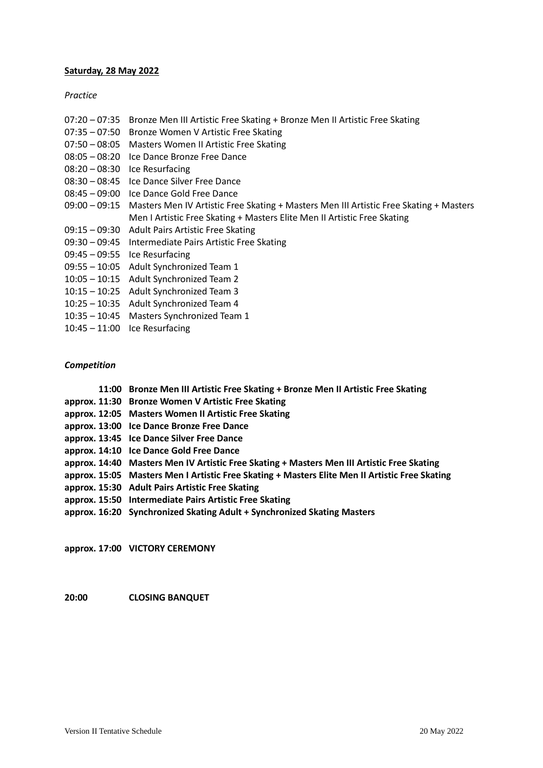**Saturday, 28 May 2022**

*Practice*

| | |
|---|---|
| 07:20 – 07:35 | Bronze Men III Artistic Free Skating + Bronze Men II Artistic Free Skating |
| 07:35 – 07:50 | Bronze Women V Artistic Free Skating |
| 07:50 – 08:05 | Masters Women II Artistic Free Skating |
| 08:05 – 08:20 | Ice Dance Bronze Free Dance |
| 08:20 – 08:30 | Ice Resurfacing |
| 08:30 – 08:45 | Ice Dance Silver Free Dance |
| 08:45 – 09:00 | Ice Dance Gold Free Dance |
| 09:00 – 09:15 | Masters Men IV Artistic Free Skating + Masters Men III Artistic Free Skating + Masters Men I Artistic Free Skating + Masters Elite Men II Artistic Free Skating |
| 09:15 – 09:30 | Adult Pairs Artistic Free Skating |
| 09:30 – 09:45 | Intermediate Pairs Artistic Free Skating |
| 09:45 – 09:55 | Ice Resurfacing |
| 09:55 – 10:05 | Adult Synchronized Team 1 |
| 10:05 – 10:15 | Adult Synchronized Team 2 |
| 10:15 – 10:25 | Adult Synchronized Team 3 |
| 10:25 – 10:35 | Adult Synchronized Team 4 |
| 10:35 – 10:45 | Masters Synchronized Team 1 |
| 10:45 – 11:00 | Ice Resurfacing |

***Competition***

| | |
|---|---|
| **11:00** | **Bronze Men III Artistic Free Skating + Bronze Men II Artistic Free Skating** |
| **approx. 11:30** | **Bronze Women V Artistic Free Skating** |
| **approx. 12:05** | **Masters Women II Artistic Free Skating** |
| **approx. 13:00** | **Ice Dance Bronze Free Dance** |
| **approx. 13:45** | **Ice Dance Silver Free Dance** |
| **approx. 14:10** | **Ice Dance Gold Free Dance** |
| **approx. 14:40** | **Masters Men IV Artistic Free Skating + Masters Men III Artistic Free Skating** |
| **approx. 15:05** | **Masters Men I Artistic Free Skating + Masters Elite Men II Artistic Free Skating** |
| **approx. 15:30** | **Adult Pairs Artistic Free Skating** |
| **approx. 15:50** | **Intermediate Pairs Artistic Free Skating** |
| **approx. 16:20** | **Synchronized Skating Adult + Synchronized Skating Masters** |

**approx. 17:00 VICTORY CEREMONY**

**20:00 CLOSING BANQUET**

Version II Tentative Schedule 20 May 2022